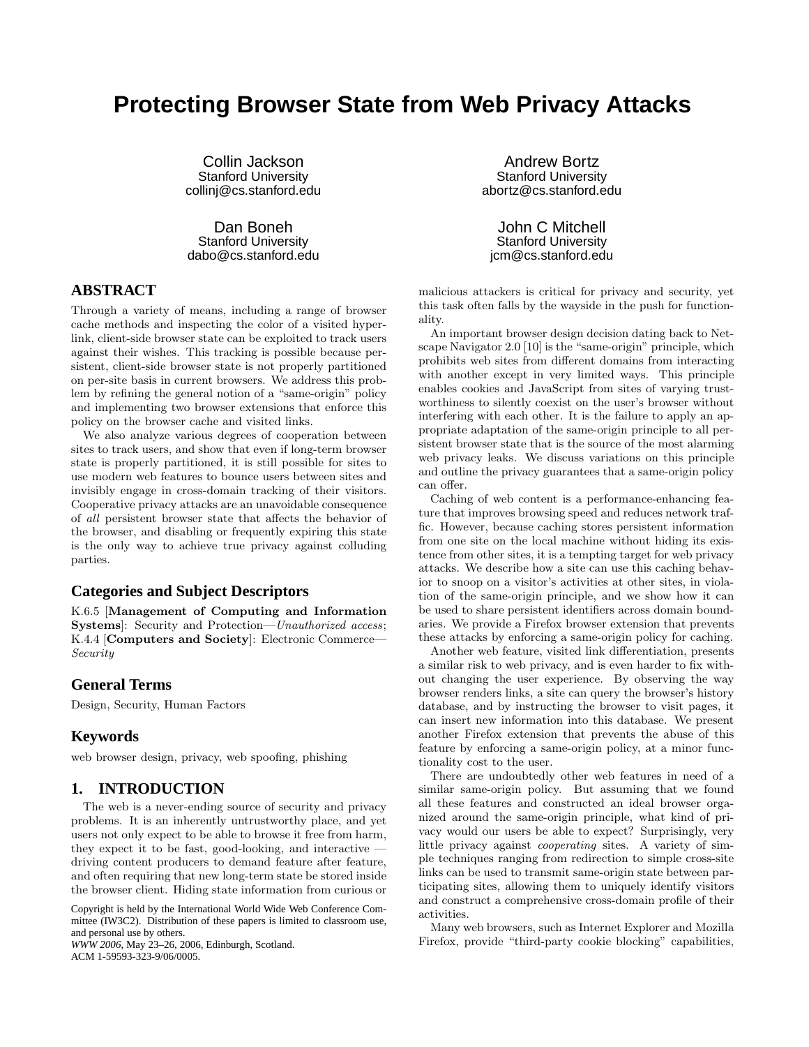# Protecting Browser State from Web Privacy Attacks

Collin Jackson
Stanford University
collinj@cs.stanford.edu

Andrew Bortz
Stanford University
abortz@cs.stanford.edu

Dan Boneh
Stanford University
dabo@cs.stanford.edu

John C Mitchell
Stanford University
jcm@cs.stanford.edu

## ABSTRACT

Through a variety of means, including a range of browser cache methods and inspecting the color of a visited hyperlink, client-side browser state can be exploited to track users against their wishes. This tracking is possible because persistent, client-side browser state is not properly partitioned on per-site basis in current browsers. We address this problem by refining the general notion of a "same-origin" policy and implementing two browser extensions that enforce this policy on the browser cache and visited links.

We also analyze various degrees of cooperation between sites to track users, and show that even if long-term browser state is properly partitioned, it is still possible for sites to use modern web features to bounce users between sites and invisibly engage in cross-domain tracking of their visitors. Cooperative privacy attacks are an unavoidable consequence of *all* persistent browser state that affects the behavior of the browser, and disabling or frequently expiring this state is the only way to achieve true privacy against colluding parties.

## Categories and Subject Descriptors

K.6.5 [**Management of Computing and Information Systems**]: Security and Protection—*Unauthorized access*; K.4.4 [**Computers and Society**]: Electronic Commerce—*Security*

## General Terms

Design, Security, Human Factors

## Keywords

web browser design, privacy, web spoofing, phishing

## 1. INTRODUCTION

The web is a never-ending source of security and privacy problems. It is an inherently untrustworthy place, and yet users not only expect to be able to browse it free from harm, they expect it to be fast, good-looking, and interactive — driving content producers to demand feature after feature, and often requiring that new long-term state be stored inside the browser client. Hiding state information from curious or malicious attackers is critical for privacy and security, yet this task often falls by the wayside in the push for functionality.

Copyright is held by the International World Wide Web Conference Committee (IW3C2). Distribution of these papers is limited to classroom use, and personal use by others.
*WWW 2006*, May 23–26, 2006, Edinburgh, Scotland.
ACM 1-59593-323-9/06/0005.

An important browser design decision dating back to Netscape Navigator 2.0 [10] is the "same-origin" principle, which prohibits web sites from different domains from interacting with another except in very limited ways. This principle enables cookies and JavaScript from sites of varying trustworthiness to silently coexist on the user's browser without interfering with each other. It is the failure to apply an appropriate adaptation of the same-origin principle to all persistent browser state that is the source of the most alarming web privacy leaks. We discuss variations on this principle and outline the privacy guarantees that a same-origin policy can offer.

Caching of web content is a performance-enhancing feature that improves browsing speed and reduces network traffic. However, because caching stores persistent information from one site on the local machine without hiding its existence from other sites, it is a tempting target for web privacy attacks. We describe how a site can use this caching behavior to snoop on a visitor's activities at other sites, in violation of the same-origin principle, and we show how it can be used to share persistent identifiers across domain boundaries. We provide a Firefox browser extension that prevents these attacks by enforcing a same-origin policy for caching.

Another web feature, visited link differentiation, presents a similar risk to web privacy, and is even harder to fix without changing the user experience. By observing the way browser renders links, a site can query the browser's history database, and by instructing the browser to visit pages, it can insert new information into this database. We present another Firefox extension that prevents the abuse of this feature by enforcing a same-origin policy, at a minor functionality cost to the user.

There are undoubtedly other web features in need of a similar same-origin policy. But assuming that we found all these features and constructed an ideal browser organized around the same-origin principle, what kind of privacy would our users be able to expect? Surprisingly, very little privacy against *cooperating* sites. A variety of simple techniques ranging from redirection to simple cross-site links can be used to transmit same-origin state between participating sites, allowing them to uniquely identify visitors and construct a comprehensive cross-domain profile of their activities.

Many web browsers, such as Internet Explorer and Mozilla Firefox, provide "third-party cookie blocking" capabilities,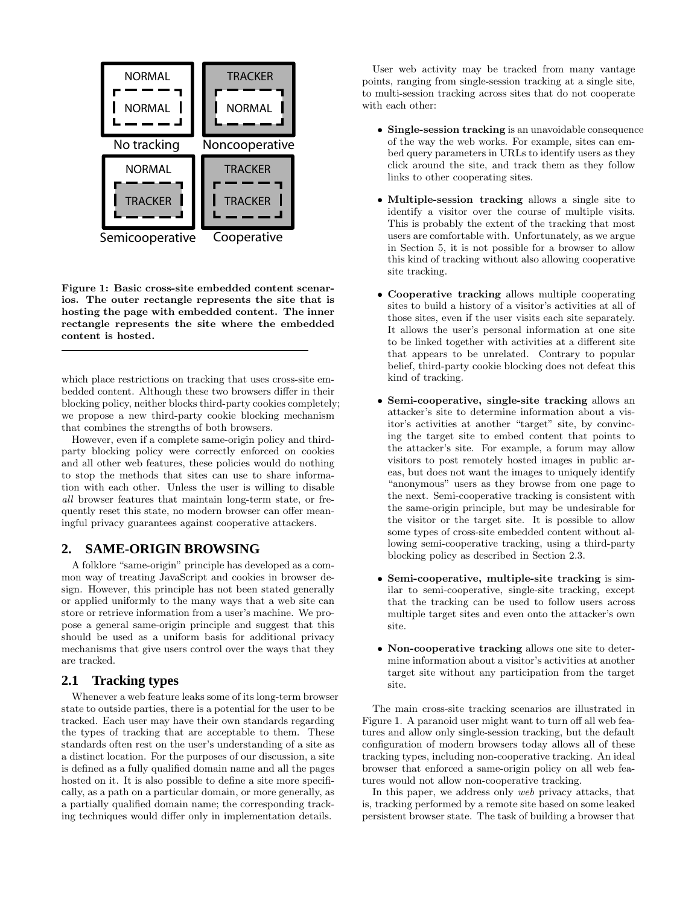NORMAL

NORMAL

No tracking

TRACKER

NORMAL

Noncooperative

NORMAL

TRACKER

Semicooperative

TRACKER

TRACKER

Cooperative

**Figure 1: Basic cross-site embedded content scenarios. The outer rectangle represents the site that is hosting the page with embedded content. The inner rectangle represents the site where the embedded content is hosted.**

which place restrictions on tracking that uses cross-site embedded content. Although these two browsers differ in their blocking policy, neither blocks third-party cookies completely; we propose a new third-party cookie blocking mechanism that combines the strengths of both browsers.

However, even if a complete same-origin policy and third-party blocking policy were correctly enforced on cookies and all other web features, these policies would do nothing to stop the methods that sites can use to share information with each other. Unless the user is willing to disable *all* browser features that maintain long-term state, or frequently reset this state, no modern browser can offer meaningful privacy guarantees against cooperative attackers.

## 2. SAME-ORIGIN BROWSING

A folklore "same-origin" principle has developed as a common way of treating JavaScript and cookies in browser design. However, this principle has not been stated generally or applied uniformly to the many ways that a web site can store or retrieve information from a user's machine. We propose a general same-origin principle and suggest that this should be used as a uniform basis for additional privacy mechanisms that give users control over the ways that they are tracked.

### 2.1 Tracking types

Whenever a web feature leaks some of its long-term browser state to outside parties, there is a potential for the user to be tracked. Each user may have their own standards regarding the types of tracking that are acceptable to them. These standards often rest on the user's understanding of a site as a distinct location. For the purposes of our discussion, a site is defined as a fully qualified domain name and all the pages hosted on it. It is also possible to define a site more specifically, as a path on a particular domain, or more generally, as a partially qualified domain name; the corresponding tracking techniques would differ only in implementation details.

User web activity may be tracked from many vantage points, ranging from single-session tracking at a single site, to multi-session tracking across sites that do not cooperate with each other:

- **Single-session tracking** is an unavoidable consequence of the way the web works. For example, sites can embed query parameters in URLs to identify users as they click around the site, and track them as they follow links to other cooperating sites.
- **Multiple-session tracking** allows a single site to identify a visitor over the course of multiple visits. This is probably the extent of the tracking that most users are comfortable with. Unfortunately, as we argue in Section 5, it is not possible for a browser to allow this kind of tracking without also allowing cooperative site tracking.
- **Cooperative tracking** allows multiple cooperating sites to build a history of a visitor's activities at all of those sites, even if the user visits each site separately. It allows the user's personal information at one site to be linked together with activities at a different site that appears to be unrelated. Contrary to popular belief, third-party cookie blocking does not defeat this kind of tracking.
- **Semi-cooperative, single-site tracking** allows an attacker's site to determine information about a visitor's activities at another "target" site, by convincing the target site to embed content that points to the attacker's site. For example, a forum may allow visitors to post remotely hosted images in public areas, but does not want the images to uniquely identify "anonymous" users as they browse from one page to the next. Semi-cooperative tracking is consistent with the same-origin principle, but may be undesirable for the visitor or the target site. It is possible to allow some types of cross-site embedded content without allowing semi-cooperative tracking, using a third-party blocking policy as described in Section 2.3.
- **Semi-cooperative, multiple-site tracking** is similar to semi-cooperative, single-site tracking, except that the tracking can be used to follow users across multiple target sites and even onto the attacker's own site.
- **Non-cooperative tracking** allows one site to determine information about a visitor's activities at another target site without any participation from the target site.

The main cross-site tracking scenarios are illustrated in Figure 1. A paranoid user might want to turn off all web features and allow only single-session tracking, but the default configuration of modern browsers today allows all of these tracking types, including non-cooperative tracking. An ideal browser that enforced a same-origin policy on all web features would not allow non-cooperative tracking.

In this paper, we address only *web* privacy attacks, that is, tracking performed by a remote site based on some leaked persistent browser state. The task of building a browser that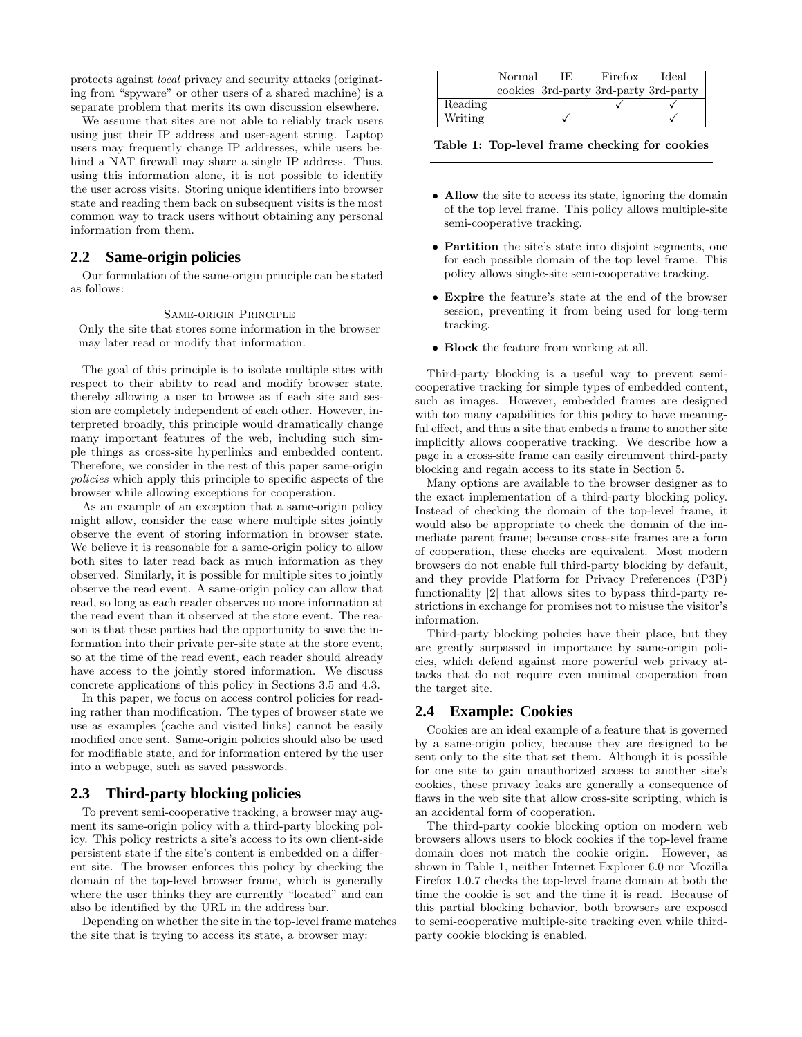protects against *local* privacy and security attacks (originating from "spyware" or other users of a shared machine) is a separate problem that merits its own discussion elsewhere.

We assume that sites are not able to reliably track users using just their IP address and user-agent string. Laptop users may frequently change IP addresses, while users behind a NAT firewall may share a single IP address. Thus, using this information alone, it is not possible to identify the user across visits. Storing unique identifiers into browser state and reading them back on subsequent visits is the most common way to track users without obtaining any personal information from them.

## 2.2 Same-origin policies

Our formulation of the same-origin principle can be stated as follows:

> SAME-ORIGIN PRINCIPLE
> Only the site that stores some information in the browser may later read or modify that information.

The goal of this principle is to isolate multiple sites with respect to their ability to read and modify browser state, thereby allowing a user to browse as if each site and session are completely independent of each other. However, interpreted broadly, this principle would dramatically change many important features of the web, including such simple things as cross-site hyperlinks and embedded content. Therefore, we consider in the rest of this paper same-origin *policies* which apply this principle to specific aspects of the browser while allowing exceptions for cooperation.

As an example of an exception that a same-origin policy might allow, consider the case where multiple sites jointly observe the event of storing information in browser state. We believe it is reasonable for a same-origin policy to allow both sites to later read back as much information as they observed. Similarly, it is possible for multiple sites to jointly observe the read event. A same-origin policy can allow that read, so long as each reader observes no more information at the read event than it observed at the store event. The reason is that these parties had the opportunity to save the information into their private per-site state at the store event, so at the time of the read event, each reader should already have access to the jointly stored information. We discuss concrete applications of this policy in Sections 3.5 and 4.3.

In this paper, we focus on access control policies for reading rather than modification. The types of browser state we use as examples (cache and visited links) cannot be easily modified once sent. Same-origin policies should also be used for modifiable state, and for information entered by the user into a webpage, such as saved passwords.

## 2.3 Third-party blocking policies

To prevent semi-cooperative tracking, a browser may augment its same-origin policy with a third-party blocking policy. This policy restricts a site's access to its own client-side persistent state if the site's content is embedded on a different site. The browser enforces this policy by checking the domain of the top-level browser frame, which is generally where the user thinks they are currently "located" and can also be identified by the URL in the address bar.

Depending on whether the site in the top-level frame matches the site that is trying to access its state, a browser may:

| | Normal cookies | IE 3rd-party | Firefox 3rd-party | Ideal 3rd-party |
|---|---|---|---|---|
| Reading | | | ✓ | ✓ |
| Writing | | ✓ | | ✓ |

**Table 1: Top-level frame checking for cookies**

- **Allow** the site to access its state, ignoring the domain of the top level frame. This policy allows multiple-site semi-cooperative tracking.
- **Partition** the site's state into disjoint segments, one for each possible domain of the top level frame. This policy allows single-site semi-cooperative tracking.
- **Expire** the feature's state at the end of the browser session, preventing it from being used for long-term tracking.
- **Block** the feature from working at all.

Third-party blocking is a useful way to prevent semi-cooperative tracking for simple types of embedded content, such as images. However, embedded frames are designed with too many capabilities for this policy to have meaningful effect, and thus a site that embeds a frame to another site implicitly allows cooperative tracking. We describe how a page in a cross-site frame can easily circumvent third-party blocking and regain access to its state in Section 5.

Many options are available to the browser designer as to the exact implementation of a third-party blocking policy. Instead of checking the domain of the top-level frame, it would also be appropriate to check the domain of the immediate parent frame; because cross-site frames are a form of cooperation, these checks are equivalent. Most modern browsers do not enable full third-party blocking by default, and they provide Platform for Privacy Preferences (P3P) functionality [2] that allows sites to bypass third-party restrictions in exchange for promises not to misuse the visitor's information.

Third-party blocking policies have their place, but they are greatly surpassed in importance by same-origin policies, which defend against more powerful web privacy attacks that do not require even minimal cooperation from the target site.

## 2.4 Example: Cookies

Cookies are an ideal example of a feature that is governed by a same-origin policy, because they are designed to be sent only to the site that set them. Although it is possible for one site to gain unauthorized access to another site's cookies, these privacy leaks are generally a consequence of flaws in the web site that allow cross-site scripting, which is an accidental form of cooperation.

The third-party cookie blocking option on modern web browsers allows users to block cookies if the top-level frame domain does not match the cookie origin. However, as shown in Table 1, neither Internet Explorer 6.0 nor Mozilla Firefox 1.0.7 checks the top-level frame domain at both the time the cookie is set and the time it is read. Because of this partial blocking behavior, both browsers are exposed to semi-cooperative multiple-site tracking even while third-party cookie blocking is enabled.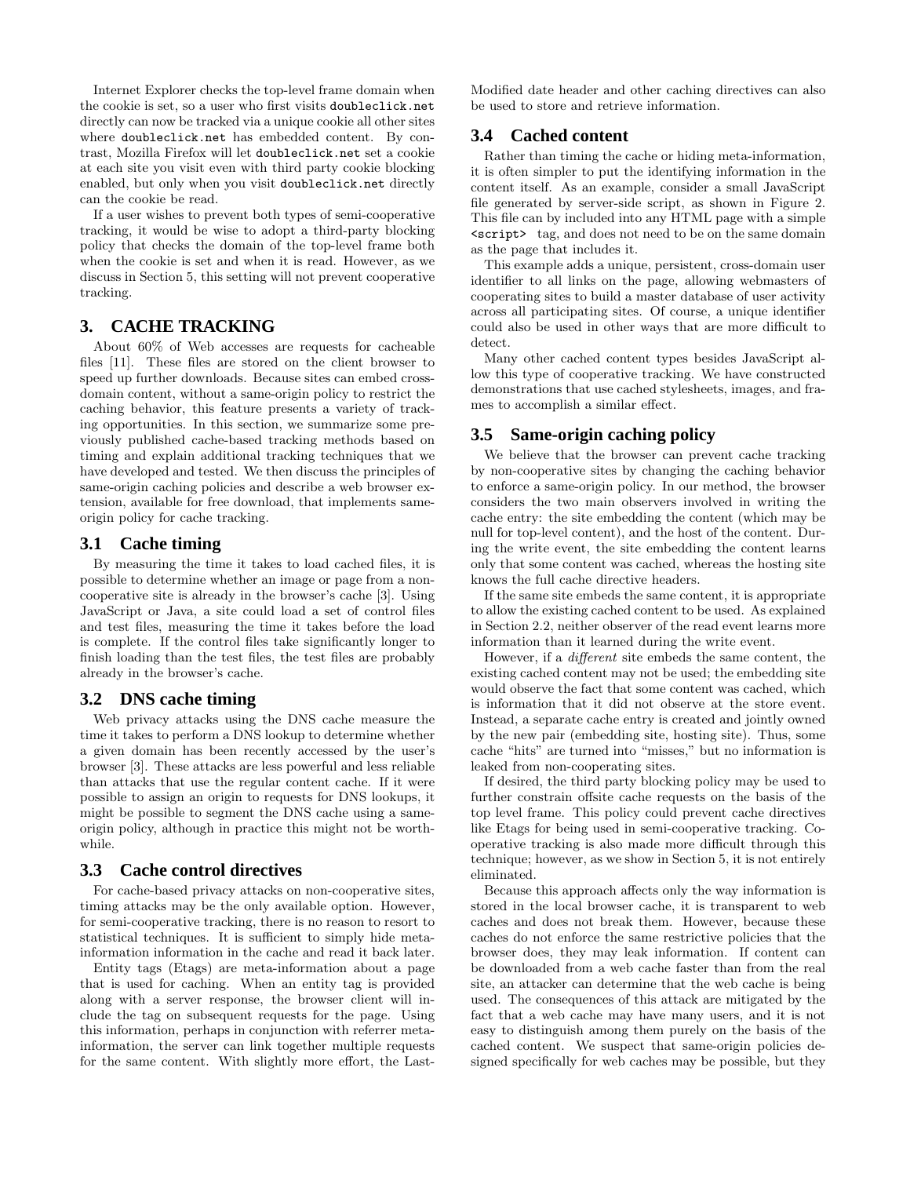Internet Explorer checks the top-level frame domain when the cookie is set, so a user who first visits `doubleclick.net` directly can now be tracked via a unique cookie all other sites where `doubleclick.net` has embedded content. By contrast, Mozilla Firefox will let `doubleclick.net` set a cookie at each site you visit even with third party cookie blocking enabled, but only when you visit `doubleclick.net` directly can the cookie be read.

If a user wishes to prevent both types of semi-cooperative tracking, it would be wise to adopt a third-party blocking policy that checks the domain of the top-level frame both when the cookie is set and when it is read. However, as we discuss in Section 5, this setting will not prevent cooperative tracking.

## 3. CACHE TRACKING

About 60% of Web accesses are requests for cacheable files [11]. These files are stored on the client browser to speed up further downloads. Because sites can embed cross-domain content, without a same-origin policy to restrict the caching behavior, this feature presents a variety of tracking opportunities. In this section, we summarize some previously published cache-based tracking methods based on timing and explain additional tracking techniques that we have developed and tested. We then discuss the principles of same-origin caching policies and describe a web browser extension, available for free download, that implements same-origin policy for cache tracking.

### 3.1 Cache timing

By measuring the time it takes to load cached files, it is possible to determine whether an image or page from a non-cooperative site is already in the browser's cache [3]. Using JavaScript or Java, a site could load a set of control files and test files, measuring the time it takes before the load is complete. If the control files take significantly longer to finish loading than the test files, the test files are probably already in the browser's cache.

### 3.2 DNS cache timing

Web privacy attacks using the DNS cache measure the time it takes to perform a DNS lookup to determine whether a given domain has been recently accessed by the user's browser [3]. These attacks are less powerful and less reliable than attacks that use the regular content cache. If it were possible to assign an origin to requests for DNS lookups, it might be possible to segment the DNS cache using a same-origin policy, although in practice this might not be worthwhile.

### 3.3 Cache control directives

For cache-based privacy attacks on non-cooperative sites, timing attacks may be the only available option. However, for semi-cooperative tracking, there is no reason to resort to statistical techniques. It is sufficient to simply hide meta-information information in the cache and read it back later.

Entity tags (Etags) are meta-information about a page that is used for caching. When an entity tag is provided along with a server response, the browser client will include the tag on subsequent requests for the page. Using this information, perhaps in conjunction with referrer meta-information, the server can link together multiple requests for the same content. With slightly more effort, the Last-Modified date header and other caching directives can also be used to store and retrieve information.

### 3.4 Cached content

Rather than timing the cache or hiding meta-information, it is often simpler to put the identifying information in the content itself. As an example, consider a small JavaScript file generated by server-side script, as shown in Figure 2. This file can by included into any HTML page with a simple `<script>` tag, and does not need to be on the same domain as the page that includes it.

This example adds a unique, persistent, cross-domain user identifier to all links on the page, allowing webmasters of cooperating sites to build a master database of user activity across all participating sites. Of course, a unique identifier could also be used in other ways that are more difficult to detect.

Many other cached content types besides JavaScript allow this type of cooperative tracking. We have constructed demonstrations that use cached stylesheets, images, and frames to accomplish a similar effect.

### 3.5 Same-origin caching policy

We believe that the browser can prevent cache tracking by non-cooperative sites by changing the caching behavior to enforce a same-origin policy. In our method, the browser considers the two main observers involved in writing the cache entry: the site embedding the content (which may be null for top-level content), and the host of the content. During the write event, the site embedding the content learns only that some content was cached, whereas the hosting site knows the full cache directive headers.

If the same site embeds the same content, it is appropriate to allow the existing cached content to be used. As explained in Section 2.2, neither observer of the read event learns more information than it learned during the write event.

However, if a *different* site embeds the same content, the existing cached content may not be used; the embedding site would observe the fact that some content was cached, which is information that it did not observe at the store event. Instead, a separate cache entry is created and jointly owned by the new pair (embedding site, hosting site). Thus, some cache "hits" are turned into "misses," but no information is leaked from non-cooperating sites.

If desired, the third party blocking policy may be used to further constrain offsite cache requests on the basis of the top level frame. This policy could prevent cache directives like Etags for being used in semi-cooperative tracking. Cooperative tracking is also made more difficult through this technique; however, as we show in Section 5, it is not entirely eliminated.

Because this approach affects only the way information is stored in the local browser cache, it is transparent to web caches and does not break them. However, because these caches do not enforce the same restrictive policies that the browser does, they may leak information. If content can be downloaded from a web cache faster than from the real site, an attacker can determine that the web cache is being used. The consequences of this attack are mitigated by the fact that a web cache may have many users, and it is not easy to distinguish among them purely on the basis of the cached content. We suspect that same-origin policies designed specifically for web caches may be possible, but they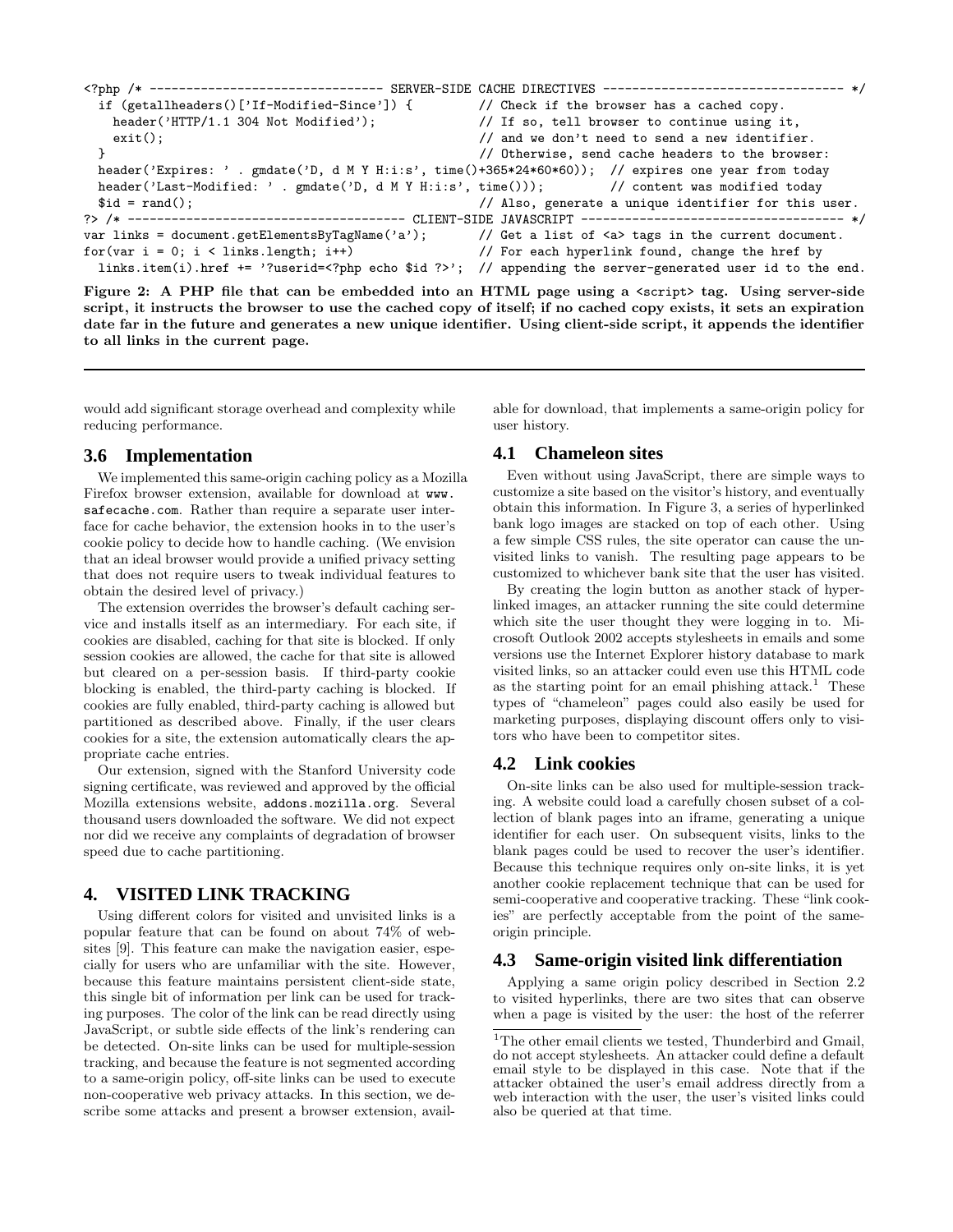```php
<?php /* -------------------------------- SERVER-SIDE CACHE DIRECTIVES --------------------------------- */
  if (getallheaders()['If-Modified-Since']) {          // Check if the browser has a cached copy.
    header('HTTP/1.1 304 Not Modified');                // If so, tell browser to continue using it,
    exit();                                             // and we don't need to send a new identifier.
  }                                                     // Otherwise, send cache headers to the browser:
  header('Expires: ' . gmdate('D, d M Y H:i:s', time()+365*24*60*60));  // expires one year from today
  header('Last-Modified: ' . gmdate('D, d M Y H:i:s', time()));         // content was modified today
  $id = rand();                                         // Also, generate a unique identifier for this user.
?> /* -------------------------------------- CLIENT-SIDE JAVASCRIPT ------------------------------------ */
var links = document.getElementsByTagName('a');        // Get a list of <a> tags in the current document.
for(var i = 0; i < links.length; i++)                  // For each hyperlink found, change the href by
  links.item(i).href += '?userid=<?php echo $id ?>';  // appending the server-generated user id to the end.
```

**Figure 2: A PHP file that can be embedded into an HTML page using a <script> tag. Using server-side script, it instructs the browser to use the cached copy of itself; if no cached copy exists, it sets an expiration date far in the future and generates a new unique identifier. Using client-side script, it appends the identifier to all links in the current page.**

would add significant storage overhead and complexity while reducing performance.

### 3.6 Implementation

We implemented this same-origin caching policy as a Mozilla Firefox browser extension, available for download at www.safecache.com. Rather than require a separate user interface for cache behavior, the extension hooks in to the user's cookie policy to decide how to handle caching. (We envision that an ideal browser would provide a unified privacy setting that does not require users to tweak individual features to obtain the desired level of privacy.)

The extension overrides the browser's default caching service and installs itself as an intermediary. For each site, if cookies are disabled, caching for that site is blocked. If only session cookies are allowed, the cache for that site is allowed but cleared on a per-session basis. If third-party cookie blocking is enabled, the third-party caching is blocked. If cookies are fully enabled, third-party caching is allowed but partitioned as described above. Finally, if the user clears cookies for a site, the extension automatically clears the appropriate cache entries.

Our extension, signed with the Stanford University code signing certificate, was reviewed and approved by the official Mozilla extensions website, addons.mozilla.org. Several thousand users downloaded the software. We did not expect nor did we receive any complaints of degradation of browser speed due to cache partitioning.

## 4. VISITED LINK TRACKING

Using different colors for visited and unvisited links is a popular feature that can be found on about 74% of websites [9]. This feature can make the navigation easier, especially for users who are unfamiliar with the site. However, because this feature maintains persistent client-side state, this single bit of information per link can be used for tracking purposes. The color of the link can be read directly using JavaScript, or subtle side effects of the link's rendering can be detected. On-site links can be used for multiple-session tracking, and because the feature is not segmented according to a same-origin policy, off-site links can be used to execute non-cooperative web privacy attacks. In this section, we describe some attacks and present a browser extension, available for download, that implements a same-origin policy for user history.

### 4.1 Chameleon sites

Even without using JavaScript, there are simple ways to customize a site based on the visitor's history, and eventually obtain this information. In Figure 3, a series of hyperlinked bank logo images are stacked on top of each other. Using a few simple CSS rules, the site operator can cause the unvisited links to vanish. The resulting page appears to be customized to whichever bank site that the user has visited.

By creating the login button as another stack of hyperlinked images, an attacker running the site could determine which site the user thought they were logging in to. Microsoft Outlook 2002 accepts stylesheets in emails and some versions use the Internet Explorer history database to mark visited links, so an attacker could even use this HTML code as the starting point for an email phishing attack.[1] These types of "chameleon" pages could also easily be used for marketing purposes, displaying discount offers only to visitors who have been to competitor sites.

### 4.2 Link cookies

On-site links can be also used for multiple-session tracking. A website could load a carefully chosen subset of a collection of blank pages into an iframe, generating a unique identifier for each user. On subsequent visits, links to the blank pages could be used to recover the user's identifier. Because this technique requires only on-site links, it is yet another cookie replacement technique that can be used for semi-cooperative and cooperative tracking. These "link cookies" are perfectly acceptable from the point of the same-origin principle.

### 4.3 Same-origin visited link differentiation

Applying a same origin policy described in Section 2.2 to visited hyperlinks, there are two sites that can observe when a page is visited by the user: the host of the referrer

[1] The other email clients we tested, Thunderbird and Gmail, do not accept stylesheets. An attacker could define a default email style to be displayed in this case. Note that if the attacker obtained the user's email address directly from a web interaction with the user, the user's visited links could also be queried at that time.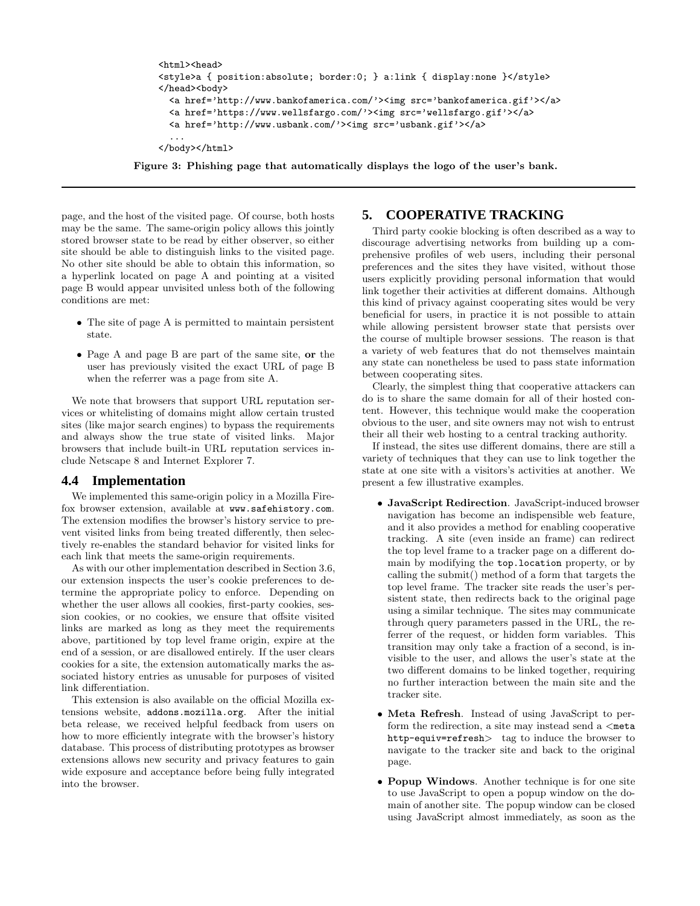```
<html><head>
<style>a { position:absolute; border:0; } a:link { display:none }</style>
</head><body>
  <a href='http://www.bankofamerica.com/'><img src='bankofamerica.gif'></a>
  <a href='https://www.wellsfargo.com/'><img src='wellsfargo.gif'></a>
  <a href='http://www.usbank.com/'><img src='usbank.gif'></a>
  ...
</body></html>
```

**Figure 3: Phishing page that automatically displays the logo of the user's bank.**

page, and the host of the visited page. Of course, both hosts may be the same. The same-origin policy allows this jointly stored browser state to be read by either observer, so either site should be able to distinguish links to the visited page. No other site should be able to obtain this information, so a hyperlink located on page A and pointing at a visited page B would appear unvisited unless both of the following conditions are met:

- The site of page A is permitted to maintain persistent state.
- Page A and page B are part of the same site, **or** the user has previously visited the exact URL of page B when the referrer was a page from site A.

We note that browsers that support URL reputation services or whitelisting of domains might allow certain trusted sites (like major search engines) to bypass the requirements and always show the true state of visited links. Major browsers that include built-in URL reputation services include Netscape 8 and Internet Explorer 7.

### 4.4 Implementation

We implemented this same-origin policy in a Mozilla Firefox browser extension, available at `www.safehistory.com`. The extension modifies the browser's history service to prevent visited links from being treated differently, then selectively re-enables the standard behavior for visited links for each link that meets the same-origin requirements.

As with our other implementation described in Section 3.6, our extension inspects the user's cookie preferences to determine the appropriate policy to enforce. Depending on whether the user allows all cookies, first-party cookies, session cookies, or no cookies, we ensure that offsite visited links are marked as long as they meet the requirements above, partitioned by top level frame origin, expire at the end of a session, or are disallowed entirely. If the user clears cookies for a site, the extension automatically marks the associated history entries as unusable for purposes of visited link differentiation.

This extension is also available on the official Mozilla extensions website, `addons.mozilla.org`. After the initial beta release, we received helpful feedback from users on how to more efficiently integrate with the browser's history database. This process of distributing prototypes as browser extensions allows new security and privacy features to gain wide exposure and acceptance before being fully integrated into the browser.

## 5. COOPERATIVE TRACKING

Third party cookie blocking is often described as a way to discourage advertising networks from building up a comprehensive profiles of web users, including their personal preferences and the sites they have visited, without those users explicitly providing personal information that would link together their activities at different domains. Although this kind of privacy against cooperating sites would be very beneficial for users, in practice it is not possible to attain while allowing persistent browser state that persists over the course of multiple browser sessions. The reason is that a variety of web features that do not themselves maintain any state can nonetheless be used to pass state information between cooperating sites.

Clearly, the simplest thing that cooperative attackers can do is to share the same domain for all of their hosted content. However, this technique would make the cooperation obvious to the user, and site owners may not wish to entrust their all their web hosting to a central tracking authority.

If instead, the sites use different domains, there are still a variety of techniques that they can use to link together the state at one site with a visitors's activities at another. We present a few illustrative examples.

- **JavaScript Redirection**. JavaScript-induced browser navigation has become an indispensible web feature, and it also provides a method for enabling cooperative tracking. A site (even inside an frame) can redirect the top level frame to a tracker page on a different domain by modifying the `top.location` property, or by calling the submit() method of a form that targets the top level frame. The tracker site reads the user's persistent state, then redirects back to the original page using a similar technique. The sites may communicate through query parameters passed in the URL, the referrer of the request, or hidden form variables. This transition may only take a fraction of a second, is invisible to the user, and allows the user's state at the two different domains to be linked together, requiring no further interaction between the main site and the tracker site.
- **Meta Refresh**. Instead of using JavaScript to perform the redirection, a site may instead send a `<meta http-equiv=refresh>` tag to induce the browser to navigate to the tracker site and back to the original page.
- **Popup Windows**. Another technique is for one site to use JavaScript to open a popup window on the domain of another site. The popup window can be closed using JavaScript almost immediately, as soon as the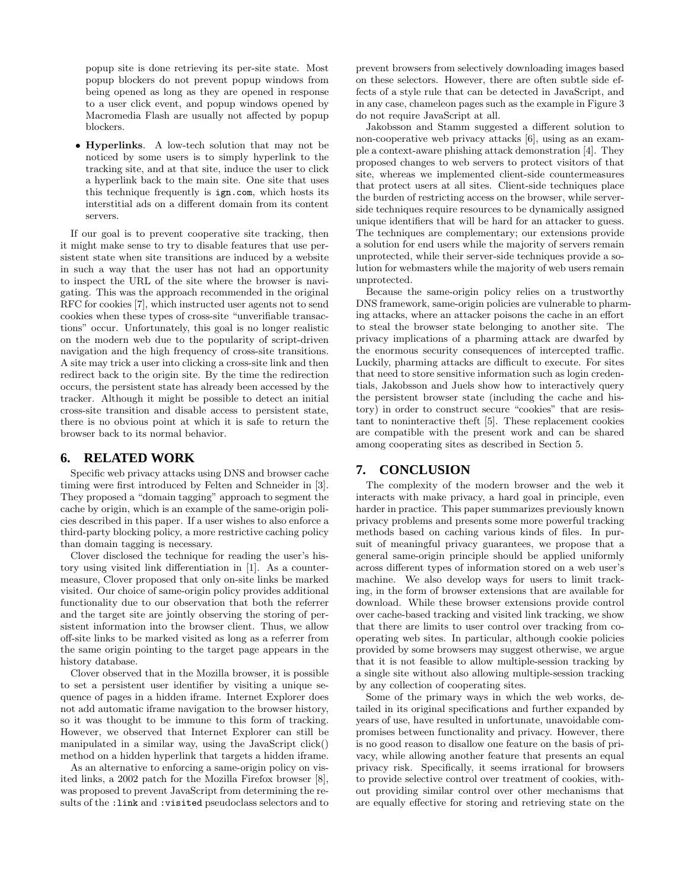popup site is done retrieving its per-site state. Most popup blockers do not prevent popup windows from being opened as long as they are opened in response to a user click event, and popup windows opened by Macromedia Flash are usually not affected by popup blockers.

- **Hyperlinks**. A low-tech solution that may not be noticed by some users is to simply hyperlink to the tracking site, and at that site, induce the user to click a hyperlink back to the main site. One site that uses this technique frequently is `ign.com`, which hosts its interstitial ads on a different domain from its content servers.

If our goal is to prevent cooperative site tracking, then it might make sense to try to disable features that use persistent state when site transitions are induced by a website in such a way that the user has not had an opportunity to inspect the URL of the site where the browser is navigating. This was the approach recommended in the original RFC for cookies [7], which instructed user agents not to send cookies when these types of cross-site "unverifiable transactions" occur. Unfortunately, this goal is no longer realistic on the modern web due to the popularity of script-driven navigation and the high frequency of cross-site transitions. A site may trick a user into clicking a cross-site link and then redirect back to the origin site. By the time the redirection occurs, the persistent state has already been accessed by the tracker. Although it might be possible to detect an initial cross-site transition and disable access to persistent state, there is no obvious point at which it is safe to return the browser back to its normal behavior.

## 6. RELATED WORK

Specific web privacy attacks using DNS and browser cache timing were first introduced by Felten and Schneider in [3]. They proposed a "domain tagging" approach to segment the cache by origin, which is an example of the same-origin policies described in this paper. If a user wishes to also enforce a third-party blocking policy, a more restrictive caching policy than domain tagging is necessary.

Clover disclosed the technique for reading the user's history using visited link differentiation in [1]. As a countermeasure, Clover proposed that only on-site links be marked visited. Our choice of same-origin policy provides additional functionality due to our observation that both the referrer and the target site are jointly observing the storing of persistent information into the browser client. Thus, we allow off-site links to be marked visited as long as a referrer from the same origin pointing to the target page appears in the history database.

Clover observed that in the Mozilla browser, it is possible to set a persistent user identifier by visiting a unique sequence of pages in a hidden iframe. Internet Explorer does not add automatic iframe navigation to the browser history, so it was thought to be immune to this form of tracking. However, we observed that Internet Explorer can still be manipulated in a similar way, using the JavaScript click() method on a hidden hyperlink that targets a hidden iframe.

As an alternative to enforcing a same-origin policy on visited links, a 2002 patch for the Mozilla Firefox browser [8], was proposed to prevent JavaScript from determining the results of the `:link` and `:visited` pseudoclass selectors and to prevent browsers from selectively downloading images based on these selectors. However, there are often subtle side effects of a style rule that can be detected in JavaScript, and in any case, chameleon pages such as the example in Figure 3 do not require JavaScript at all.

Jakobsson and Stamm suggested a different solution to non-cooperative web privacy attacks [6], using as an example a context-aware phishing attack demonstration [4]. They proposed changes to web servers to protect visitors of that site, whereas we implemented client-side countermeasures that protect users at all sites. Client-side techniques place the burden of restricting access on the browser, while server-side techniques require resources to be dynamically assigned unique identifiers that will be hard for an attacker to guess. The techniques are complementary; our extensions provide a solution for end users while the majority of servers remain unprotected, while their server-side techniques provide a solution for webmasters while the majority of web users remain unprotected.

Because the same-origin policy relies on a trustworthy DNS framework, same-origin policies are vulnerable to pharming attacks, where an attacker poisons the cache in an effort to steal the browser state belonging to another site. The privacy implications of a pharming attack are dwarfed by the enormous security consequences of intercepted traffic. Luckily, pharming attacks are difficult to execute. For sites that need to store sensitive information such as login credentials, Jakobsson and Juels show how to interactively query the persistent browser state (including the cache and history) in order to construct secure "cookies" that are resistant to noninteractive theft [5]. These replacement cookies are compatible with the present work and can be shared among cooperating sites as described in Section 5.

## 7. CONCLUSION

The complexity of the modern browser and the web it interacts with make privacy, a hard goal in principle, even harder in practice. This paper summarizes previously known privacy problems and presents some more powerful tracking methods based on caching various kinds of files. In pursuit of meaningful privacy guarantees, we propose that a general same-origin principle should be applied uniformly across different types of information stored on a web user's machine. We also develop ways for users to limit tracking, in the form of browser extensions that are available for download. While these browser extensions provide control over cache-based tracking and visited link tracking, we show that there are limits to user control over tracking from cooperating web sites. In particular, although cookie policies provided by some browsers may suggest otherwise, we argue that it is not feasible to allow multiple-session tracking by a single site without also allowing multiple-session tracking by any collection of cooperating sites.

Some of the primary ways in which the web works, detailed in its original specifications and further expanded by years of use, have resulted in unfortunate, unavoidable compromises between functionality and privacy. However, there is no good reason to disallow one feature on the basis of privacy, while allowing another feature that presents an equal privacy risk. Specifically, it seems irrational for browsers to provide selective control over treatment of cookies, without providing similar control over other mechanisms that are equally effective for storing and retrieving state on the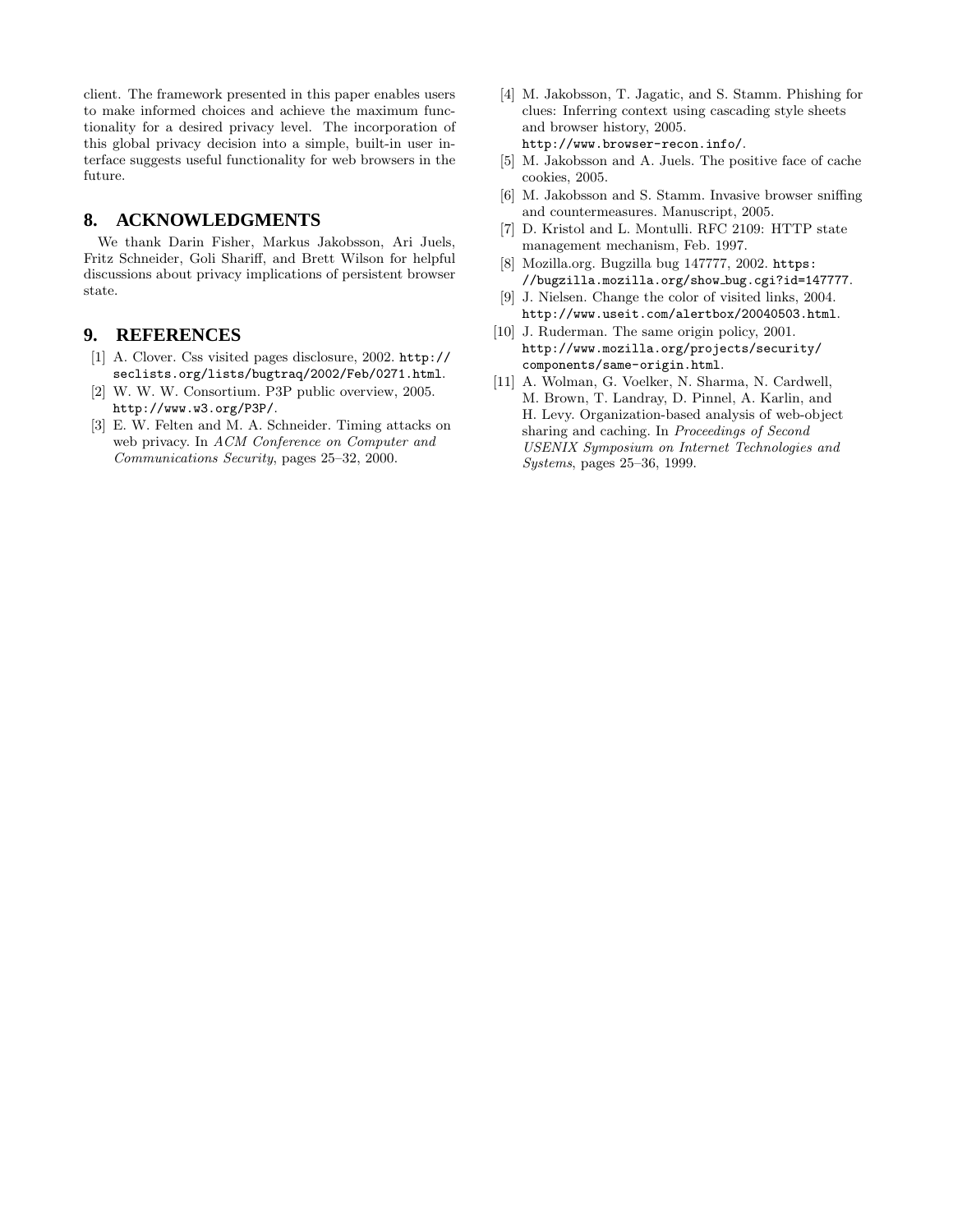client. The framework presented in this paper enables users to make informed choices and achieve the maximum functionality for a desired privacy level. The incorporation of this global privacy decision into a simple, built-in user interface suggests useful functionality for web browsers in the future.

## 8. ACKNOWLEDGMENTS

We thank Darin Fisher, Markus Jakobsson, Ari Juels, Fritz Schneider, Goli Shariff, and Brett Wilson for helpful discussions about privacy implications of persistent browser state.

## 9. REFERENCES

[1] A. Clover. Css visited pages disclosure, 2002. http://seclists.org/lists/bugtraq/2002/Feb/0271.html.

[2] W. W. W. Consortium. P3P public overview, 2005. http://www.w3.org/P3P/.

[3] E. W. Felten and M. A. Schneider. Timing attacks on web privacy. In *ACM Conference on Computer and Communications Security*, pages 25–32, 2000.

[4] M. Jakobsson, T. Jagatic, and S. Stamm. Phishing for clues: Inferring context using cascading style sheets and browser history, 2005. http://www.browser-recon.info/.

[5] M. Jakobsson and A. Juels. The positive face of cache cookies, 2005.

[6] M. Jakobsson and S. Stamm. Invasive browser sniffing and countermeasures. Manuscript, 2005.

[7] D. Kristol and L. Montulli. RFC 2109: HTTP state management mechanism, Feb. 1997.

[8] Mozilla.org. Bugzilla bug 147777, 2002. https://bugzilla.mozilla.org/show_bug.cgi?id=147777.

[9] J. Nielsen. Change the color of visited links, 2004. http://www.useit.com/alertbox/20040503.html.

[10] J. Ruderman. The same origin policy, 2001. http://www.mozilla.org/projects/security/components/same-origin.html.

[11] A. Wolman, G. Voelker, N. Sharma, N. Cardwell, M. Brown, T. Landray, D. Pinnel, A. Karlin, and H. Levy. Organization-based analysis of web-object sharing and caching. In *Proceedings of Second USENIX Symposium on Internet Technologies and Systems*, pages 25–36, 1999.